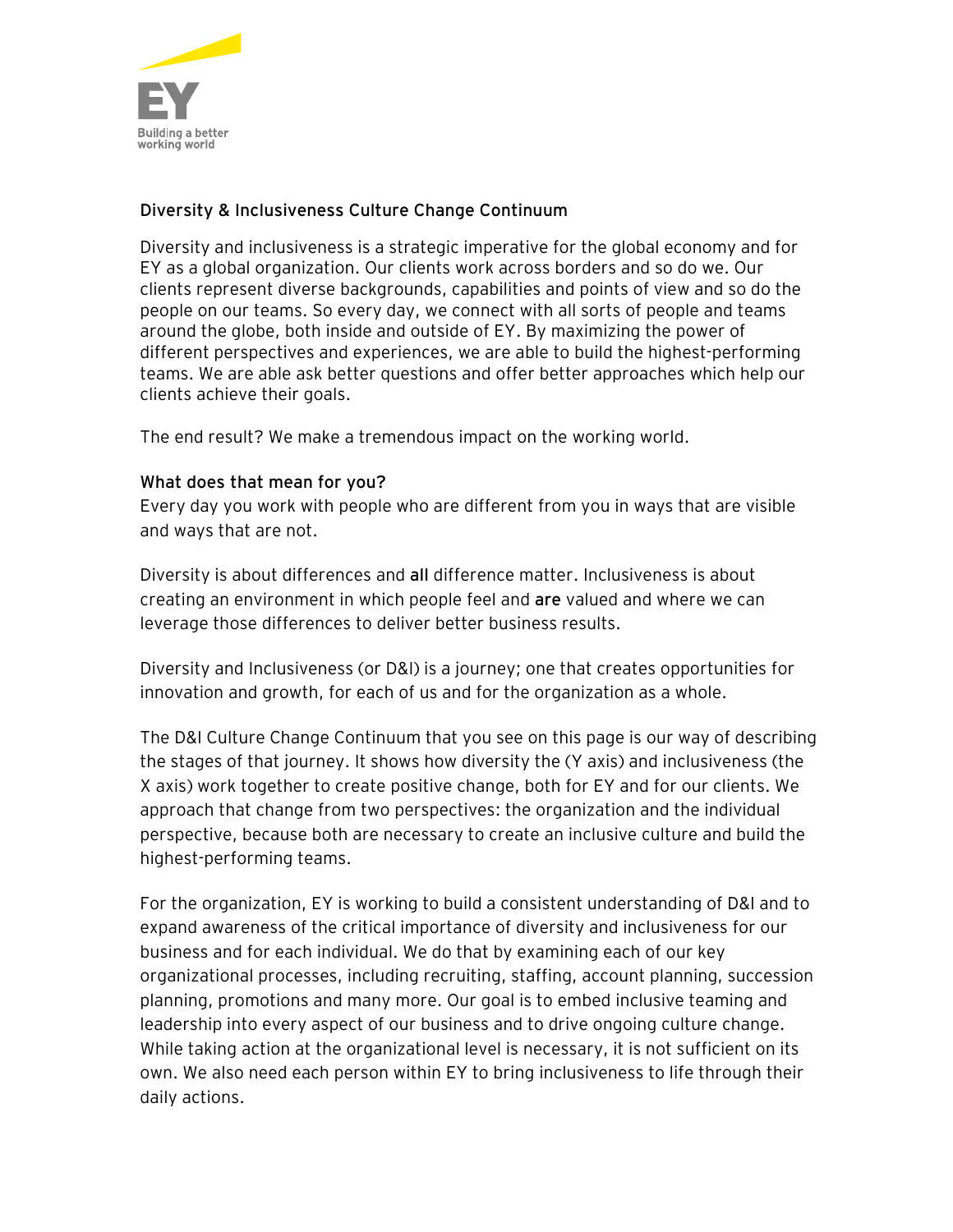## Diversity & Inclusiveness Culture Change Continuum

Diversity and inclusiveness is a strategic imperative for the global economy and for EY as a global organization. Our clients work across borders and so do we. Our clients represent diverse backgrounds, capabilities and points of view and so do the people on our teams. So every day, we connect with all sorts of people and teams around the globe, both inside and outside of EY. By maximizing the power of different perspectives and experiences, we are able to build the highest-performing teams. We are able ask better questions and offer better approaches which help our clients achieve their goals.

The end result? We make a tremendous impact on the working world.

### What does that mean for you?

Every day you work with people who are different from you in ways that are visible and ways that are not.

Diversity is about differences and **all** difference matter. Inclusiveness is about creating an environment in which people feel and **are** valued and where we can leverage those differences to deliver better business results.

Diversity and Inclusiveness (or D&I) is a journey; one that creates opportunities for innovation and growth, for each of us and for the organization as a whole.

The D&I Culture Change Continuum that you see on this page is our way of describing the stages of that journey. It shows how diversity the (Y axis) and inclusiveness (the X axis) work together to create positive change, both for EY and for our clients. We approach that change from two perspectives: the organization and the individual perspective, because both are necessary to create an inclusive culture and build the highest-performing teams.

For the organization, EY is working to build a consistent understanding of D&I and to expand awareness of the critical importance of diversity and inclusiveness for our business and for each individual. We do that by examining each of our key organizational processes, including recruiting, staffing, account planning, succession planning, promotions and many more. Our goal is to embed inclusive teaming and leadership into every aspect of our business and to drive ongoing culture change. While taking action at the organizational level is necessary, it is not sufficient on its own. We also need each person within EY to bring inclusiveness to life through their daily actions.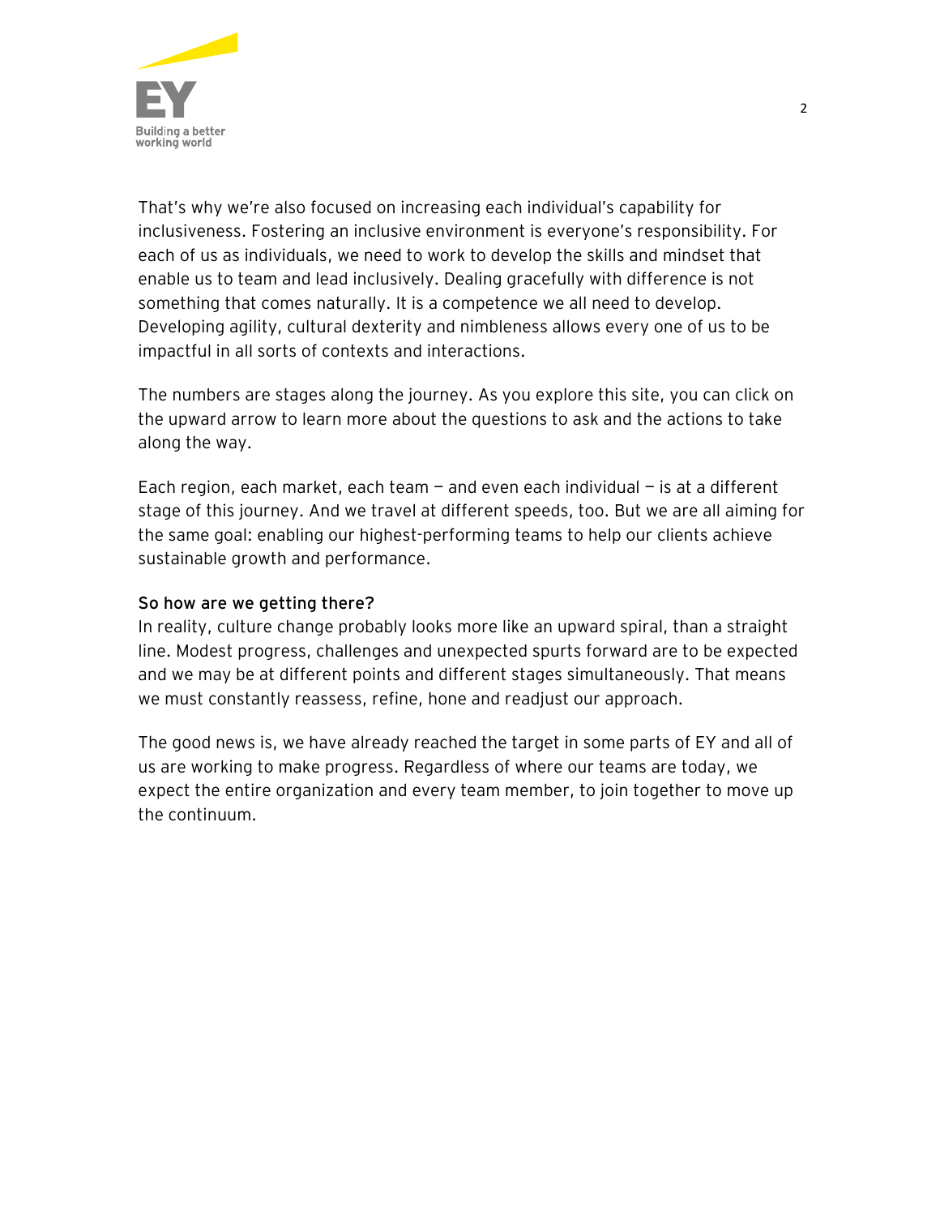That's why we're also focused on increasing each individual's capability for inclusiveness. Fostering an inclusive environment is everyone's responsibility. For each of us as individuals, we need to work to develop the skills and mindset that enable us to team and lead inclusively. Dealing gracefully with difference is not something that comes naturally. It is a competence we all need to develop. Developing agility, cultural dexterity and nimbleness allows every one of us to be impactful in all sorts of contexts and interactions.

The numbers are stages along the journey. As you explore this site, you can click on the upward arrow to learn more about the questions to ask and the actions to take along the way.

Each region, each market, each team — and even each individual — is at a different stage of this journey. And we travel at different speeds, too. But we are all aiming for the same goal: enabling our highest-performing teams to help our clients achieve sustainable growth and performance.

**So how are we getting there?**

In reality, culture change probably looks more like an upward spiral, than a straight line. Modest progress, challenges and unexpected spurts forward are to be expected and we may be at different points and different stages simultaneously. That means we must constantly reassess, refine, hone and readjust our approach.

The good news is, we have already reached the target in some parts of EY and all of us are working to make progress. Regardless of where our teams are today, we expect the entire organization and every team member, to join together to move up the continuum.